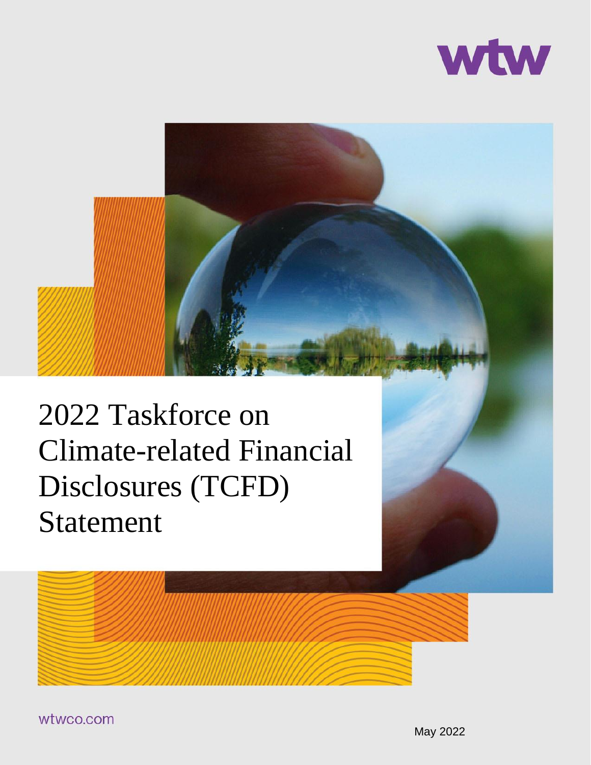wtw

# 2022 Taskforce on Climate-related Financial Disclosures (TCFD) Statement

wtwco.com

May 2022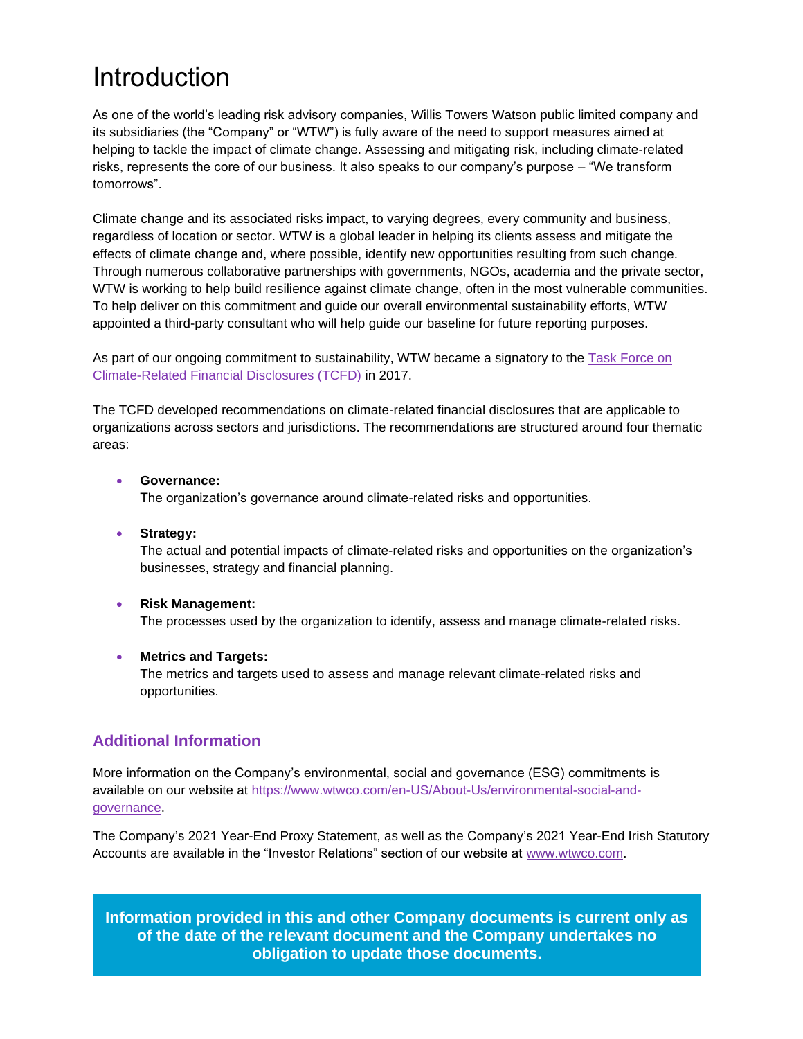# Introduction

As one of the world's leading risk advisory companies, Willis Towers Watson public limited company and its subsidiaries (the "Company" or "WTW") is fully aware of the need to support measures aimed at helping to tackle the impact of climate change. Assessing and mitigating risk, including climate-related risks, represents the core of our business. It also speaks to our company's purpose – "We transform tomorrows".

Climate change and its associated risks impact, to varying degrees, every community and business, regardless of location or sector. WTW is a global leader in helping its clients assess and mitigate the effects of climate change and, where possible, identify new opportunities resulting from such change. Through numerous collaborative partnerships with governments, NGOs, academia and the private sector, WTW is working to help build resilience against climate change, often in the most vulnerable communities. To help deliver on this commitment and guide our overall environmental sustainability efforts, WTW appointed a third-party consultant who will help guide our baseline for future reporting purposes.

As part of our ongoing commitment to sustainability, WTW became a signatory to the Task Force on Climate-Related Financial Disclosures (TCFD) in 2017.

The TCFD developed recommendations on climate-related financial disclosures that are applicable to organizations across sectors and jurisdictions. The recommendations are structured around four thematic areas:

- **Governance:**
  The organization's governance around climate-related risks and opportunities.

- **Strategy:**
  The actual and potential impacts of climate-related risks and opportunities on the organization's businesses, strategy and financial planning.

- **Risk Management:**
  The processes used by the organization to identify, assess and manage climate-related risks.

- **Metrics and Targets:**
  The metrics and targets used to assess and manage relevant climate-related risks and opportunities.

## Additional Information

More information on the Company's environmental, social and governance (ESG) commitments is available on our website at https://www.wtwco.com/en-US/About-Us/environmental-social-and-governance.

The Company's 2021 Year-End Proxy Statement, as well as the Company's 2021 Year-End Irish Statutory Accounts are available in the "Investor Relations" section of our website at www.wtwco.com.

**Information provided in this and other Company documents is current only as of the date of the relevant document and the Company undertakes no obligation to update those documents.**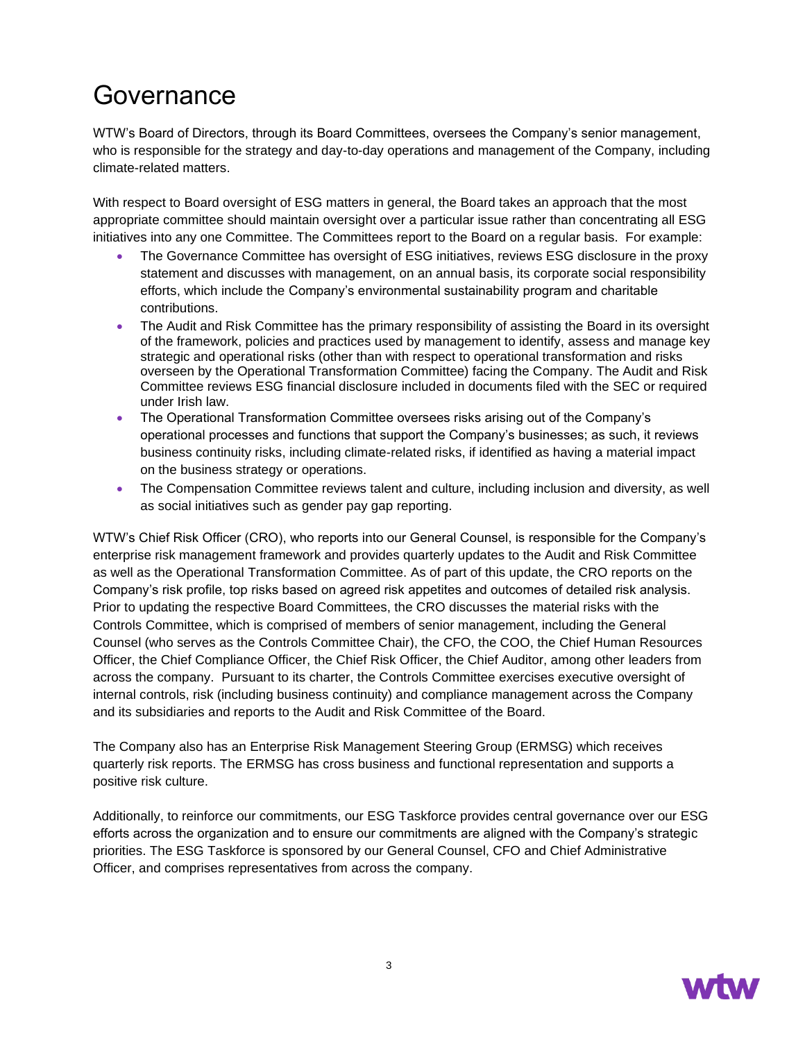# Governance

WTW's Board of Directors, through its Board Committees, oversees the Company's senior management, who is responsible for the strategy and day-to-day operations and management of the Company, including climate-related matters.

With respect to Board oversight of ESG matters in general, the Board takes an approach that the most appropriate committee should maintain oversight over a particular issue rather than concentrating all ESG initiatives into any one Committee. The Committees report to the Board on a regular basis. For example:

- The Governance Committee has oversight of ESG initiatives, reviews ESG disclosure in the proxy statement and discusses with management, on an annual basis, its corporate social responsibility efforts, which include the Company's environmental sustainability program and charitable contributions.
- The Audit and Risk Committee has the primary responsibility of assisting the Board in its oversight of the framework, policies and practices used by management to identify, assess and manage key strategic and operational risks (other than with respect to operational transformation and risks overseen by the Operational Transformation Committee) facing the Company. The Audit and Risk Committee reviews ESG financial disclosure included in documents filed with the SEC or required under Irish law.
- The Operational Transformation Committee oversees risks arising out of the Company's operational processes and functions that support the Company's businesses; as such, it reviews business continuity risks, including climate-related risks, if identified as having a material impact on the business strategy or operations.
- The Compensation Committee reviews talent and culture, including inclusion and diversity, as well as social initiatives such as gender pay gap reporting.

WTW's Chief Risk Officer (CRO), who reports into our General Counsel, is responsible for the Company's enterprise risk management framework and provides quarterly updates to the Audit and Risk Committee as well as the Operational Transformation Committee. As of part of this update, the CRO reports on the Company's risk profile, top risks based on agreed risk appetites and outcomes of detailed risk analysis. Prior to updating the respective Board Committees, the CRO discusses the material risks with the Controls Committee, which is comprised of members of senior management, including the General Counsel (who serves as the Controls Committee Chair), the CFO, the COO, the Chief Human Resources Officer, the Chief Compliance Officer, the Chief Risk Officer, the Chief Auditor, among other leaders from across the company. Pursuant to its charter, the Controls Committee exercises executive oversight of internal controls, risk (including business continuity) and compliance management across the Company and its subsidiaries and reports to the Audit and Risk Committee of the Board.

The Company also has an Enterprise Risk Management Steering Group (ERMSG) which receives quarterly risk reports. The ERMSG has cross business and functional representation and supports a positive risk culture.

Additionally, to reinforce our commitments, our ESG Taskforce provides central governance over our ESG efforts across the organization and to ensure our commitments are aligned with the Company's strategic priorities. The ESG Taskforce is sponsored by our General Counsel, CFO and Chief Administrative Officer, and comprises representatives from across the company.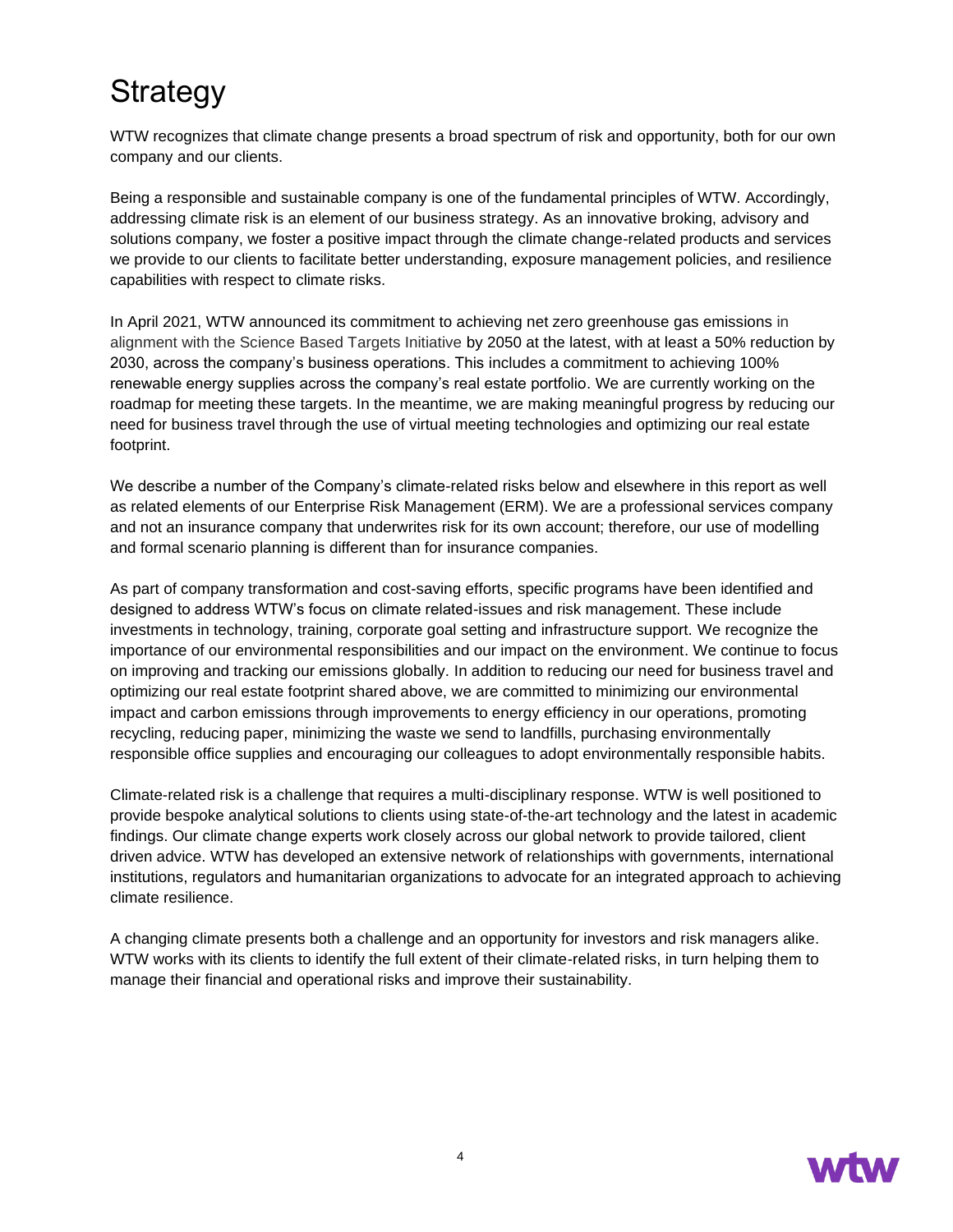# Strategy

WTW recognizes that climate change presents a broad spectrum of risk and opportunity, both for our own company and our clients.

Being a responsible and sustainable company is one of the fundamental principles of WTW. Accordingly, addressing climate risk is an element of our business strategy. As an innovative broking, advisory and solutions company, we foster a positive impact through the climate change-related products and services we provide to our clients to facilitate better understanding, exposure management policies, and resilience capabilities with respect to climate risks.

In April 2021, WTW announced its commitment to achieving net zero greenhouse gas emissions in alignment with the Science Based Targets Initiative by 2050 at the latest, with at least a 50% reduction by 2030, across the company's business operations. This includes a commitment to achieving 100% renewable energy supplies across the company's real estate portfolio. We are currently working on the roadmap for meeting these targets. In the meantime, we are making meaningful progress by reducing our need for business travel through the use of virtual meeting technologies and optimizing our real estate footprint.

We describe a number of the Company's climate-related risks below and elsewhere in this report as well as related elements of our Enterprise Risk Management (ERM). We are a professional services company and not an insurance company that underwrites risk for its own account; therefore, our use of modelling and formal scenario planning is different than for insurance companies.

As part of company transformation and cost-saving efforts, specific programs have been identified and designed to address WTW's focus on climate related-issues and risk management. These include investments in technology, training, corporate goal setting and infrastructure support. We recognize the importance of our environmental responsibilities and our impact on the environment. We continue to focus on improving and tracking our emissions globally. In addition to reducing our need for business travel and optimizing our real estate footprint shared above, we are committed to minimizing our environmental impact and carbon emissions through improvements to energy efficiency in our operations, promoting recycling, reducing paper, minimizing the waste we send to landfills, purchasing environmentally responsible office supplies and encouraging our colleagues to adopt environmentally responsible habits.

Climate-related risk is a challenge that requires a multi-disciplinary response. WTW is well positioned to provide bespoke analytical solutions to clients using state-of-the-art technology and the latest in academic findings. Our climate change experts work closely across our global network to provide tailored, client driven advice. WTW has developed an extensive network of relationships with governments, international institutions, regulators and humanitarian organizations to advocate for an integrated approach to achieving climate resilience.

A changing climate presents both a challenge and an opportunity for investors and risk managers alike. WTW works with its clients to identify the full extent of their climate-related risks, in turn helping them to manage their financial and operational risks and improve their sustainability.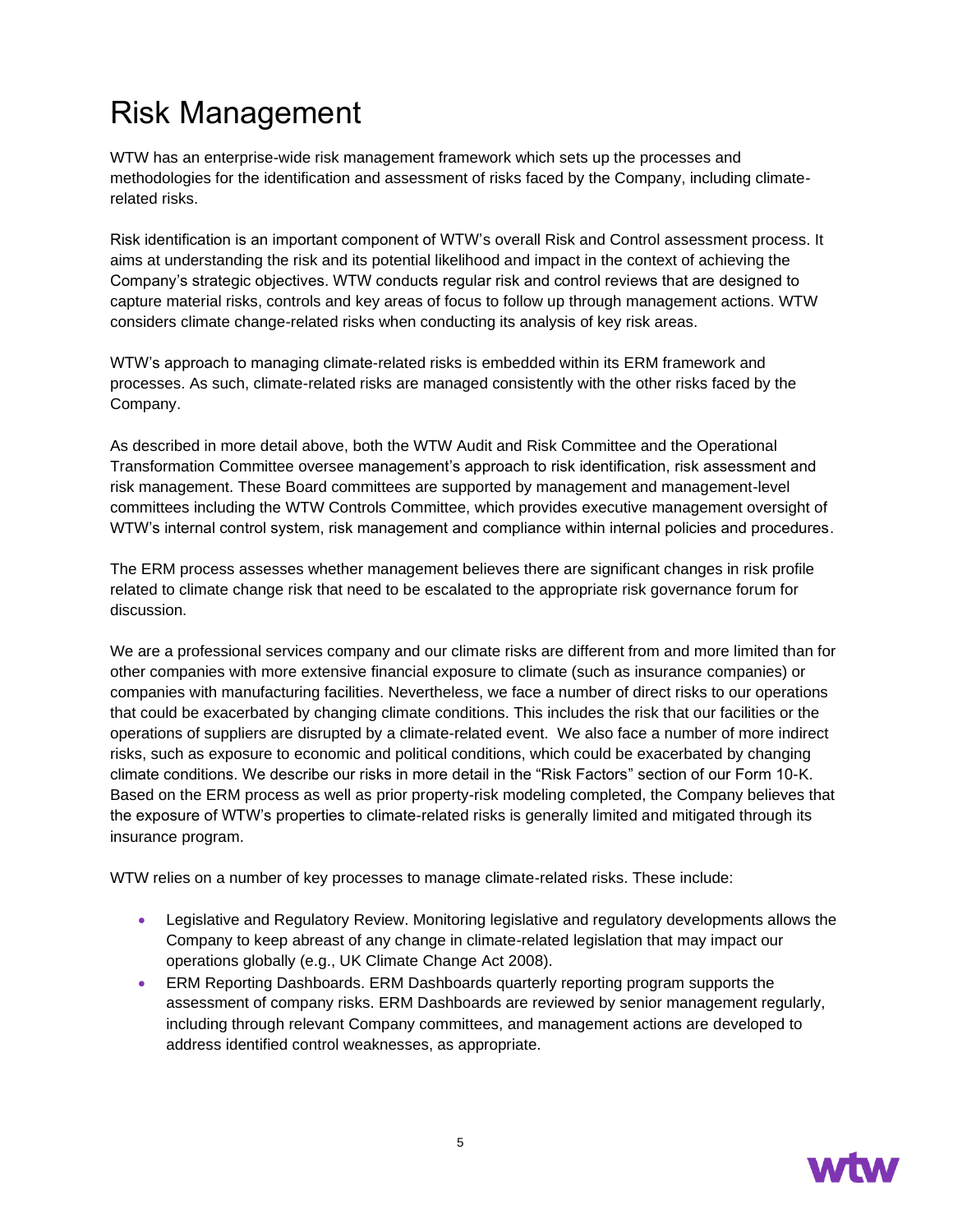# Risk Management

WTW has an enterprise-wide risk management framework which sets up the processes and methodologies for the identification and assessment of risks faced by the Company, including climate-related risks.

Risk identification is an important component of WTW's overall Risk and Control assessment process. It aims at understanding the risk and its potential likelihood and impact in the context of achieving the Company's strategic objectives. WTW conducts regular risk and control reviews that are designed to capture material risks, controls and key areas of focus to follow up through management actions. WTW considers climate change-related risks when conducting its analysis of key risk areas.

WTW's approach to managing climate-related risks is embedded within its ERM framework and processes. As such, climate-related risks are managed consistently with the other risks faced by the Company.

As described in more detail above, both the WTW Audit and Risk Committee and the Operational Transformation Committee oversee management's approach to risk identification, risk assessment and risk management. These Board committees are supported by management and management-level committees including the WTW Controls Committee, which provides executive management oversight of WTW's internal control system, risk management and compliance within internal policies and procedures.

The ERM process assesses whether management believes there are significant changes in risk profile related to climate change risk that need to be escalated to the appropriate risk governance forum for discussion.

We are a professional services company and our climate risks are different from and more limited than for other companies with more extensive financial exposure to climate (such as insurance companies) or companies with manufacturing facilities. Nevertheless, we face a number of direct risks to our operations that could be exacerbated by changing climate conditions. This includes the risk that our facilities or the operations of suppliers are disrupted by a climate-related event. We also face a number of more indirect risks, such as exposure to economic and political conditions, which could be exacerbated by changing climate conditions. We describe our risks in more detail in the "Risk Factors" section of our Form 10-K. Based on the ERM process as well as prior property-risk modeling completed, the Company believes that the exposure of WTW's properties to climate-related risks is generally limited and mitigated through its insurance program.

WTW relies on a number of key processes to manage climate-related risks. These include:

- Legislative and Regulatory Review. Monitoring legislative and regulatory developments allows the Company to keep abreast of any change in climate-related legislation that may impact our operations globally (e.g., UK Climate Change Act 2008).
- ERM Reporting Dashboards. ERM Dashboards quarterly reporting program supports the assessment of company risks. ERM Dashboards are reviewed by senior management regularly, including through relevant Company committees, and management actions are developed to address identified control weaknesses, as appropriate.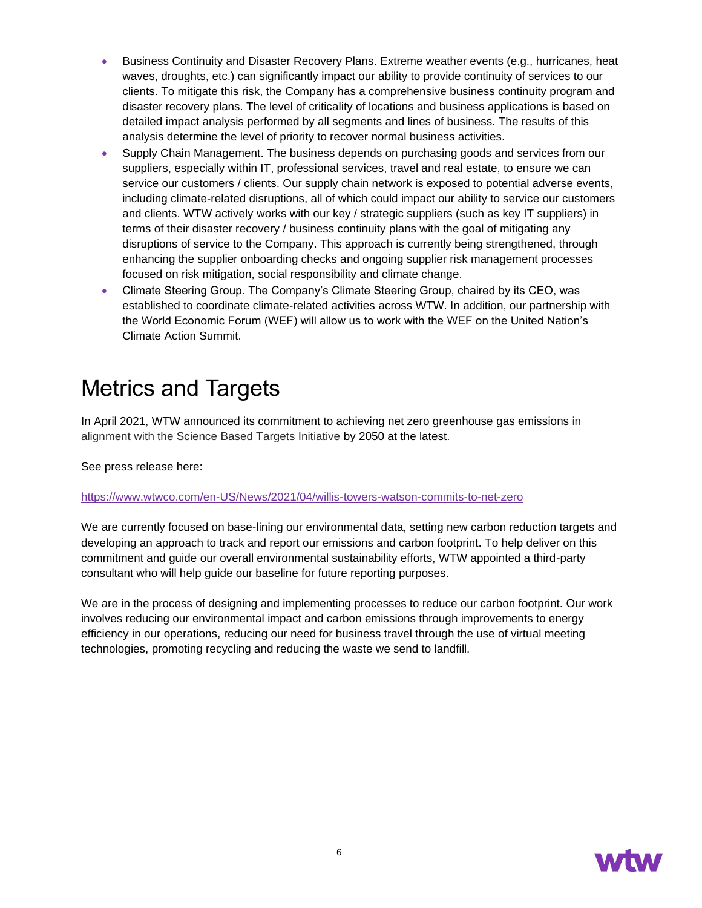- Business Continuity and Disaster Recovery Plans. Extreme weather events (e.g., hurricanes, heat waves, droughts, etc.) can significantly impact our ability to provide continuity of services to our clients. To mitigate this risk, the Company has a comprehensive business continuity program and disaster recovery plans. The level of criticality of locations and business applications is based on detailed impact analysis performed by all segments and lines of business. The results of this analysis determine the level of priority to recover normal business activities.
- Supply Chain Management. The business depends on purchasing goods and services from our suppliers, especially within IT, professional services, travel and real estate, to ensure we can service our customers / clients. Our supply chain network is exposed to potential adverse events, including climate-related disruptions, all of which could impact our ability to service our customers and clients. WTW actively works with our key / strategic suppliers (such as key IT suppliers) in terms of their disaster recovery / business continuity plans with the goal of mitigating any disruptions of service to the Company. This approach is currently being strengthened, through enhancing the supplier onboarding checks and ongoing supplier risk management processes focused on risk mitigation, social responsibility and climate change.
- Climate Steering Group. The Company's Climate Steering Group, chaired by its CEO, was established to coordinate climate-related activities across WTW. In addition, our partnership with the World Economic Forum (WEF) will allow us to work with the WEF on the United Nation's Climate Action Summit.

# Metrics and Targets

In April 2021, WTW announced its commitment to achieving net zero greenhouse gas emissions in alignment with the Science Based Targets Initiative by 2050 at the latest.

See press release here:

https://www.wtwco.com/en-US/News/2021/04/willis-towers-watson-commits-to-net-zero

We are currently focused on base-lining our environmental data, setting new carbon reduction targets and developing an approach to track and report our emissions and carbon footprint. To help deliver on this commitment and guide our overall environmental sustainability efforts, WTW appointed a third-party consultant who will help guide our baseline for future reporting purposes.

We are in the process of designing and implementing processes to reduce our carbon footprint. Our work involves reducing our environmental impact and carbon emissions through improvements to energy efficiency in our operations, reducing our need for business travel through the use of virtual meeting technologies, promoting recycling and reducing the waste we send to landfill.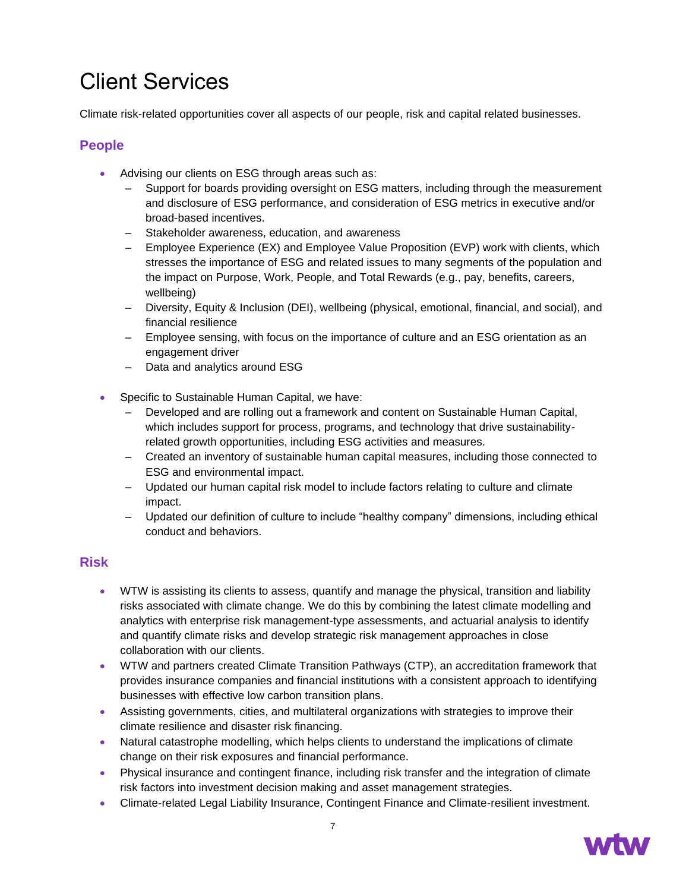# Client Services

Climate risk-related opportunities cover all aspects of our people, risk and capital related businesses.

## People

- Advising our clients on ESG through areas such as:
  - Support for boards providing oversight on ESG matters, including through the measurement and disclosure of ESG performance, and consideration of ESG metrics in executive and/or broad-based incentives.
  - Stakeholder awareness, education, and awareness
  - Employee Experience (EX) and Employee Value Proposition (EVP) work with clients, which stresses the importance of ESG and related issues to many segments of the population and the impact on Purpose, Work, People, and Total Rewards (e.g., pay, benefits, careers, wellbeing)
  - Diversity, Equity & Inclusion (DEI), wellbeing (physical, emotional, financial, and social), and financial resilience
  - Employee sensing, with focus on the importance of culture and an ESG orientation as an engagement driver
  - Data and analytics around ESG

- Specific to Sustainable Human Capital, we have:
  - Developed and are rolling out a framework and content on Sustainable Human Capital, which includes support for process, programs, and technology that drive sustainability-related growth opportunities, including ESG activities and measures.
  - Created an inventory of sustainable human capital measures, including those connected to ESG and environmental impact.
  - Updated our human capital risk model to include factors relating to culture and climate impact.
  - Updated our definition of culture to include “healthy company” dimensions, including ethical conduct and behaviors.

## Risk

- WTW is assisting its clients to assess, quantify and manage the physical, transition and liability risks associated with climate change. We do this by combining the latest climate modelling and analytics with enterprise risk management-type assessments, and actuarial analysis to identify and quantify climate risks and develop strategic risk management approaches in close collaboration with our clients.
- WTW and partners created Climate Transition Pathways (CTP), an accreditation framework that provides insurance companies and financial institutions with a consistent approach to identifying businesses with effective low carbon transition plans.
- Assisting governments, cities, and multilateral organizations with strategies to improve their climate resilience and disaster risk financing.
- Natural catastrophe modelling, which helps clients to understand the implications of climate change on their risk exposures and financial performance.
- Physical insurance and contingent finance, including risk transfer and the integration of climate risk factors into investment decision making and asset management strategies.
- Climate-related Legal Liability Insurance, Contingent Finance and Climate-resilient investment.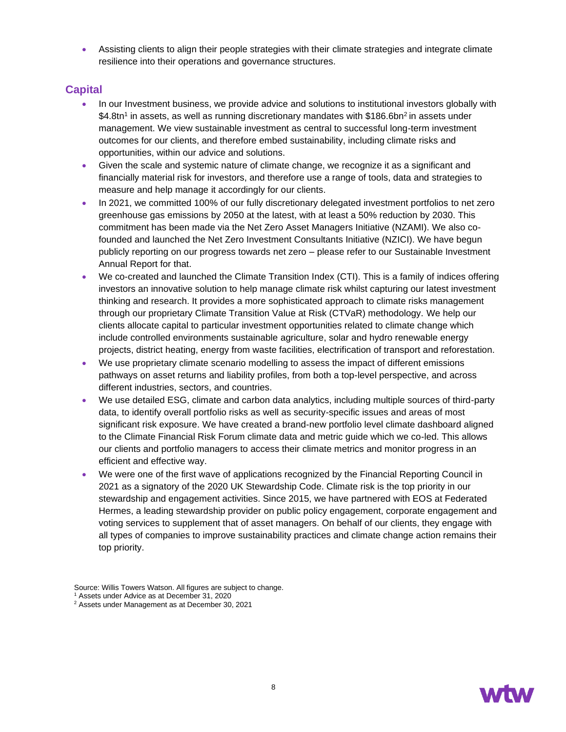- Assisting clients to align their people strategies with their climate strategies and integrate climate resilience into their operations and governance structures.

## Capital

- In our Investment business, we provide advice and solutions to institutional investors globally with $4.8tn[1] in assets, as well as running discretionary mandates with $186.6bn[2] in assets under management. We view sustainable investment as central to successful long-term investment outcomes for our clients, and therefore embed sustainability, including climate risks and opportunities, within our advice and solutions.
- Given the scale and systemic nature of climate change, we recognize it as a significant and financially material risk for investors, and therefore use a range of tools, data and strategies to measure and help manage it accordingly for our clients.
- In 2021, we committed 100% of our fully discretionary delegated investment portfolios to net zero greenhouse gas emissions by 2050 at the latest, with at least a 50% reduction by 2030. This commitment has been made via the Net Zero Asset Managers Initiative (NZAMI). We also co-founded and launched the Net Zero Investment Consultants Initiative (NZICI). We have begun publicly reporting on our progress towards net zero – please refer to our Sustainable Investment Annual Report for that.
- We co-created and launched the Climate Transition Index (CTI). This is a family of indices offering investors an innovative solution to help manage climate risk whilst capturing our latest investment thinking and research. It provides a more sophisticated approach to climate risks management through our proprietary Climate Transition Value at Risk (CTVaR) methodology. We help our clients allocate capital to particular investment opportunities related to climate change which include controlled environments sustainable agriculture, solar and hydro renewable energy projects, district heating, energy from waste facilities, electrification of transport and reforestation.
- We use proprietary climate scenario modelling to assess the impact of different emissions pathways on asset returns and liability profiles, from both a top-level perspective, and across different industries, sectors, and countries.
- We use detailed ESG, climate and carbon data analytics, including multiple sources of third-party data, to identify overall portfolio risks as well as security-specific issues and areas of most significant risk exposure. We have created a brand-new portfolio level climate dashboard aligned to the Climate Financial Risk Forum climate data and metric guide which we co-led. This allows our clients and portfolio managers to access their climate metrics and monitor progress in an efficient and effective way.
- We were one of the first wave of applications recognized by the Financial Reporting Council in 2021 as a signatory of the 2020 UK Stewardship Code. Climate risk is the top priority in our stewardship and engagement activities. Since 2015, we have partnered with EOS at Federated Hermes, a leading stewardship provider on public policy engagement, corporate engagement and voting services to supplement that of asset managers. On behalf of our clients, they engage with all types of companies to improve sustainability practices and climate change action remains their top priority.

Source: Willis Towers Watson. All figures are subject to change.
[1] Assets under Advice as at December 31, 2020
[2] Assets under Management as at December 30, 2021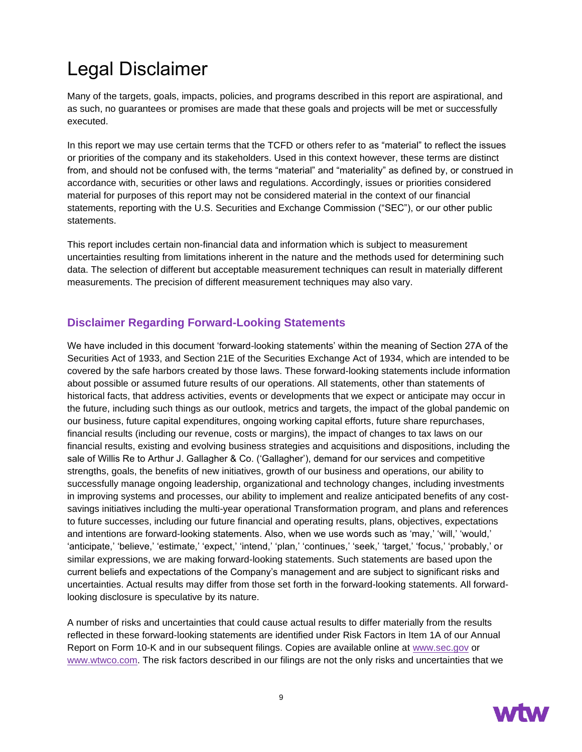# Legal Disclaimer

Many of the targets, goals, impacts, policies, and programs described in this report are aspirational, and as such, no guarantees or promises are made that these goals and projects will be met or successfully executed.

In this report we may use certain terms that the TCFD or others refer to as "material" to reflect the issues or priorities of the company and its stakeholders. Used in this context however, these terms are distinct from, and should not be confused with, the terms "material" and "materiality" as defined by, or construed in accordance with, securities or other laws and regulations. Accordingly, issues or priorities considered material for purposes of this report may not be considered material in the context of our financial statements, reporting with the U.S. Securities and Exchange Commission ("SEC"), or our other public statements.

This report includes certain non-financial data and information which is subject to measurement uncertainties resulting from limitations inherent in the nature and the methods used for determining such data. The selection of different but acceptable measurement techniques can result in materially different measurements. The precision of different measurement techniques may also vary.

## Disclaimer Regarding Forward-Looking Statements

We have included in this document 'forward-looking statements' within the meaning of Section 27A of the Securities Act of 1933, and Section 21E of the Securities Exchange Act of 1934, which are intended to be covered by the safe harbors created by those laws. These forward-looking statements include information about possible or assumed future results of our operations. All statements, other than statements of historical facts, that address activities, events or developments that we expect or anticipate may occur in the future, including such things as our outlook, metrics and targets, the impact of the global pandemic on our business, future capital expenditures, ongoing working capital efforts, future share repurchases, financial results (including our revenue, costs or margins), the impact of changes to tax laws on our financial results, existing and evolving business strategies and acquisitions and dispositions, including the sale of Willis Re to Arthur J. Gallagher & Co. ('Gallagher'), demand for our services and competitive strengths, goals, the benefits of new initiatives, growth of our business and operations, our ability to successfully manage ongoing leadership, organizational and technology changes, including investments in improving systems and processes, our ability to implement and realize anticipated benefits of any cost-savings initiatives including the multi-year operational Transformation program, and plans and references to future successes, including our future financial and operating results, plans, objectives, expectations and intentions are forward-looking statements. Also, when we use words such as 'may,' 'will,' 'would,' 'anticipate,' 'believe,' 'estimate,' 'expect,' 'intend,' 'plan,' 'continues,' 'seek,' 'target,' 'focus,' 'probably,' or similar expressions, we are making forward-looking statements. Such statements are based upon the current beliefs and expectations of the Company's management and are subject to significant risks and uncertainties. Actual results may differ from those set forth in the forward-looking statements. All forward-looking disclosure is speculative by its nature.

A number of risks and uncertainties that could cause actual results to differ materially from the results reflected in these forward-looking statements are identified under Risk Factors in Item 1A of our Annual Report on Form 10-K and in our subsequent filings. Copies are available online at www.sec.gov or www.wtwco.com. The risk factors described in our filings are not the only risks and uncertainties that we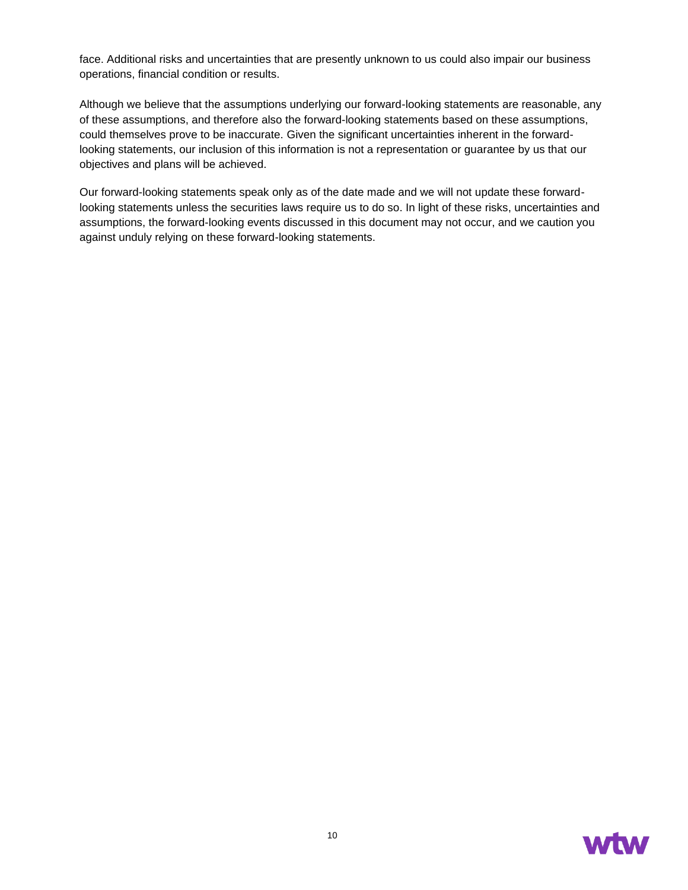face. Additional risks and uncertainties that are presently unknown to us could also impair our business operations, financial condition or results.

Although we believe that the assumptions underlying our forward-looking statements are reasonable, any of these assumptions, and therefore also the forward-looking statements based on these assumptions, could themselves prove to be inaccurate. Given the significant uncertainties inherent in the forward-looking statements, our inclusion of this information is not a representation or guarantee by us that our objectives and plans will be achieved.

Our forward-looking statements speak only as of the date made and we will not update these forward-looking statements unless the securities laws require us to do so. In light of these risks, uncertainties and assumptions, the forward-looking events discussed in this document may not occur, and we caution you against unduly relying on these forward-looking statements.